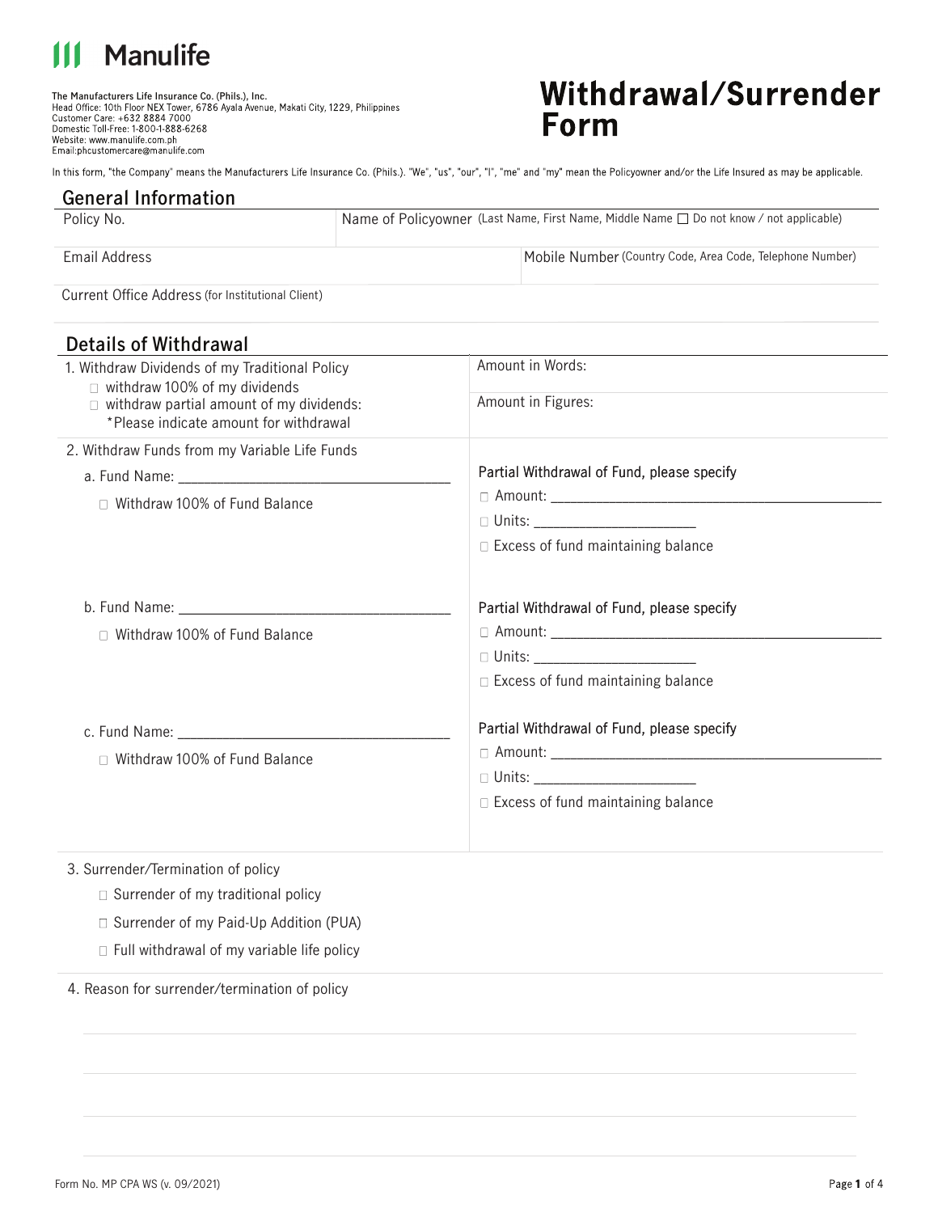Manulife

The Manufacturers Life Insurance Co. (Phils.), Inc.
Head Office: 10th Floor NEX Tower, 6786 Ayala Avenue, Makati City, 1229, Philippines
Customer Care: +632 8884 7000
Domestic Toll-Free: 1-800-1-888-6268
Website: www.manulife.com.ph
Email:phcustomercare@manulife.com

# Withdrawal/Surrender Form

In this form, "the Company" means the Manufacturers Life Insurance Co. (Phils.). "We", "us", "our", "I", "me" and "my" mean the Policyowner and/or the Life Insured as may be applicable.

## General Information

| Policy No. | Name of Policyowner (Last Name, First Name, Middle Name ☐ Do not know / not applicable) |
|---|---|
| Email Address | Mobile Number (Country Code, Area Code, Telephone Number) |
| Current Office Address (for Institutional Client) | |

## Details of Withdrawal

| | |
|---|---|
| 1. Withdraw Dividends of my Traditional Policy<br>☐ withdraw 100% of my dividends<br>☐ withdraw partial amount of my dividends:<br>*Please indicate amount for withdrawal | Amount in Words:<br><br>Amount in Figures: |
| 2. Withdraw Funds from my Variable Life Funds<br>a. Fund Name: ______________________<br>☐ Withdraw 100% of Fund Balance | Partial Withdrawal of Fund, please specify<br>☐ Amount: ______________________<br>☐ Units: ______________<br>☐ Excess of fund maintaining balance |
| b. Fund Name: ______________________<br>☐ Withdraw 100% of Fund Balance | Partial Withdrawal of Fund, please specify<br>☐ Amount: ______________________<br>☐ Units: ______________<br>☐ Excess of fund maintaining balance |
| c. Fund Name: ______________________<br>☐ Withdraw 100% of Fund Balance | Partial Withdrawal of Fund, please specify<br>☐ Amount: ______________________<br>☐ Units: ______________<br>☐ Excess of fund maintaining balance |

3. Surrender/Termination of policy
   - ☐ Surrender of my traditional policy
   - ☐ Surrender of my Paid-Up Addition (PUA)
   - ☐ Full withdrawal of my variable life policy

4. Reason for surrender/termination of policy

______________________________________________

______________________________________________

______________________________________________

______________________________________________

Form No. MP CPA WS (v. 09/2021)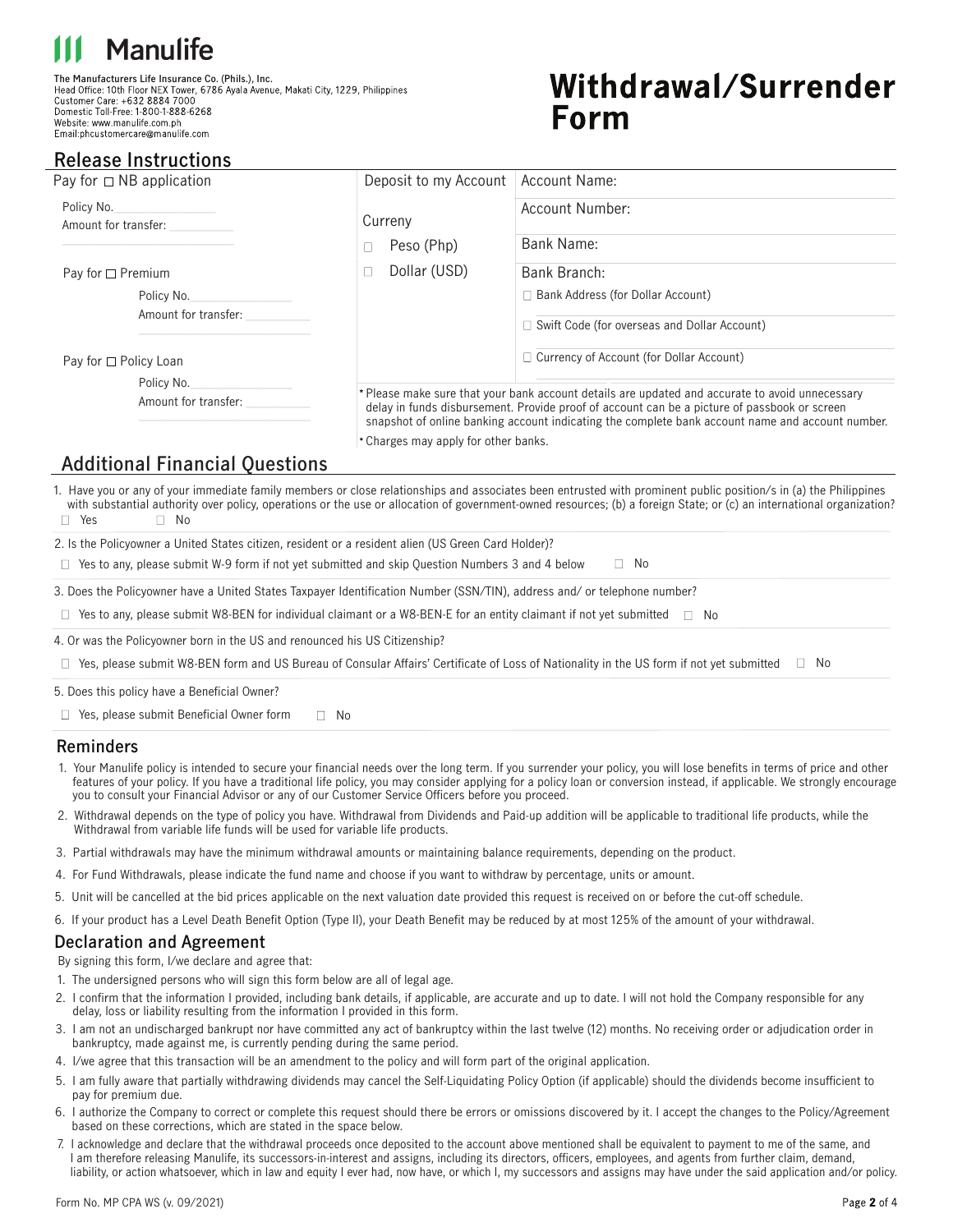# Manulife

The Manufacturers Life Insurance Co. (Phils.), Inc.
Head Office: 10th Floor NEX Tower, 6786 Ayala Avenue, Makati City, 1229, Philippines
Customer Care: +632 8884 7000
Domestic Toll-Free: 1-800-1-888-6268
Website: www.manulife.com.ph
Email:phcustomercare@manulife.com

# Withdrawal/Surrender Form

## Release Instructions

| Pay for ☐ NB application | Deposit to my Account | Account Name: |
|---|---|---|
| Policy No. ________ | Curreny | Account Number: |
| Amount for transfer: ________ | ☐ Peso (Php) | Bank Name: |
| Pay for ☐ Premium | ☐ Dollar (USD) | Bank Branch: |
| Policy No. ________ | | ☐ Bank Address (for Dollar Account) |
| Amount for transfer: ________ | | ☐ Swift Code (for overseas and Dollar Account) |
| Pay for ☐ Policy Loan | | ☐ Currency of Account (for Dollar Account) |
| Policy No. ________ | | |
| Amount for transfer: ________ | | |

* Please make sure that your bank account details are updated and accurate to avoid unnecessary delay in funds disbursement. Provide proof of account can be a picture of passbook or screen snapshot of online banking account indicating the complete bank account name and account number.

* Charges may apply for other banks.

## Additional Financial Questions

1. Have you or any of your immediate family members or close relationships and associates been entrusted with prominent public position/s in (a) the Philippines with substantial authority over policy, operations or the use or allocation of government-owned resources; (b) a foreign State; or (c) an international organization?
   ☐ Yes ☐ No

2. Is the Policyowner a United States citizen, resident or a resident alien (US Green Card Holder)?
   ☐ Yes to any, please submit W-9 form if not yet submitted and skip Question Numbers 3 and 4 below ☐ No

3. Does the Policyowner have a United States Taxpayer Identification Number (SSN/TIN), address and/ or telephone number?
   ☐ Yes to any, please submit W8-BEN for individual claimant or a W8-BEN-E for an entity claimant if not yet submitted ☐ No

4. Or was the Policyowner born in the US and renounced his US Citizenship?
   ☐ Yes, please submit W8-BEN form and US Bureau of Consular Affairs' Certificate of Loss of Nationality in the US form if not yet submitted ☐ No

5. Does this policy have a Beneficial Owner?
   ☐ Yes, please submit Beneficial Owner form ☐ No

## Reminders

1. Your Manulife policy is intended to secure your financial needs over the long term. If you surrender your policy, you will lose benefits in terms of price and other features of your policy. If you have a traditional life policy, you may consider applying for a policy loan or conversion instead, if applicable. We strongly encourage you to consult your Financial Advisor or any of our Customer Service Officers before you proceed.
2. Withdrawal depends on the type of policy you have. Withdrawal from Dividends and Paid-up addition will be applicable to traditional life products, while the Withdrawal from variable life funds will be used for variable life products.
3. Partial withdrawals may have the minimum withdrawal amounts or maintaining balance requirements, depending on the product.
4. For Fund Withdrawals, please indicate the fund name and choose if you want to withdraw by percentage, units or amount.
5. Unit will be cancelled at the bid prices applicable on the next valuation date provided this request is received on or before the cut-off schedule.
6. If your product has a Level Death Benefit Option (Type II), your Death Benefit may be reduced by at most 125% of the amount of your withdrawal.

## Declaration and Agreement

By signing this form, I/we declare and agree that:

1. The undersigned persons who will sign this form below are all of legal age.
2. I confirm that the information I provided, including bank details, if applicable, are accurate and up to date. I will not hold the Company responsible for any delay, loss or liability resulting from the information I provided in this form.
3. I am not an undischarged bankrupt nor have committed any act of bankruptcy within the last twelve (12) months. No receiving order or adjudication order in bankruptcy, made against me, is currently pending during the same period.
4. I/we agree that this transaction will be an amendment to the policy and will form part of the original application.
5. I am fully aware that partially withdrawing dividends may cancel the Self-Liquidating Policy Option (if applicable) should the dividends become insufficient to pay for premium due.
6. I authorize the Company to correct or complete this request should there be errors or omissions discovered by it. I accept the changes to the Policy/Agreement based on these corrections, which are stated in the space below.
7. I acknowledge and declare that the withdrawal proceeds once deposited to the account above mentioned shall be equivalent to payment to me of the same, and I am therefore releasing Manulife, its successors-in-interest and assigns, including its directors, officers, employees, and agents from further claim, demand, liability, or action whatsoever, which in law and equity I ever had, now have, or which I, my successors and assigns may have under the said application and/or policy.

Form No. MP CPA WS (v. 09/2021)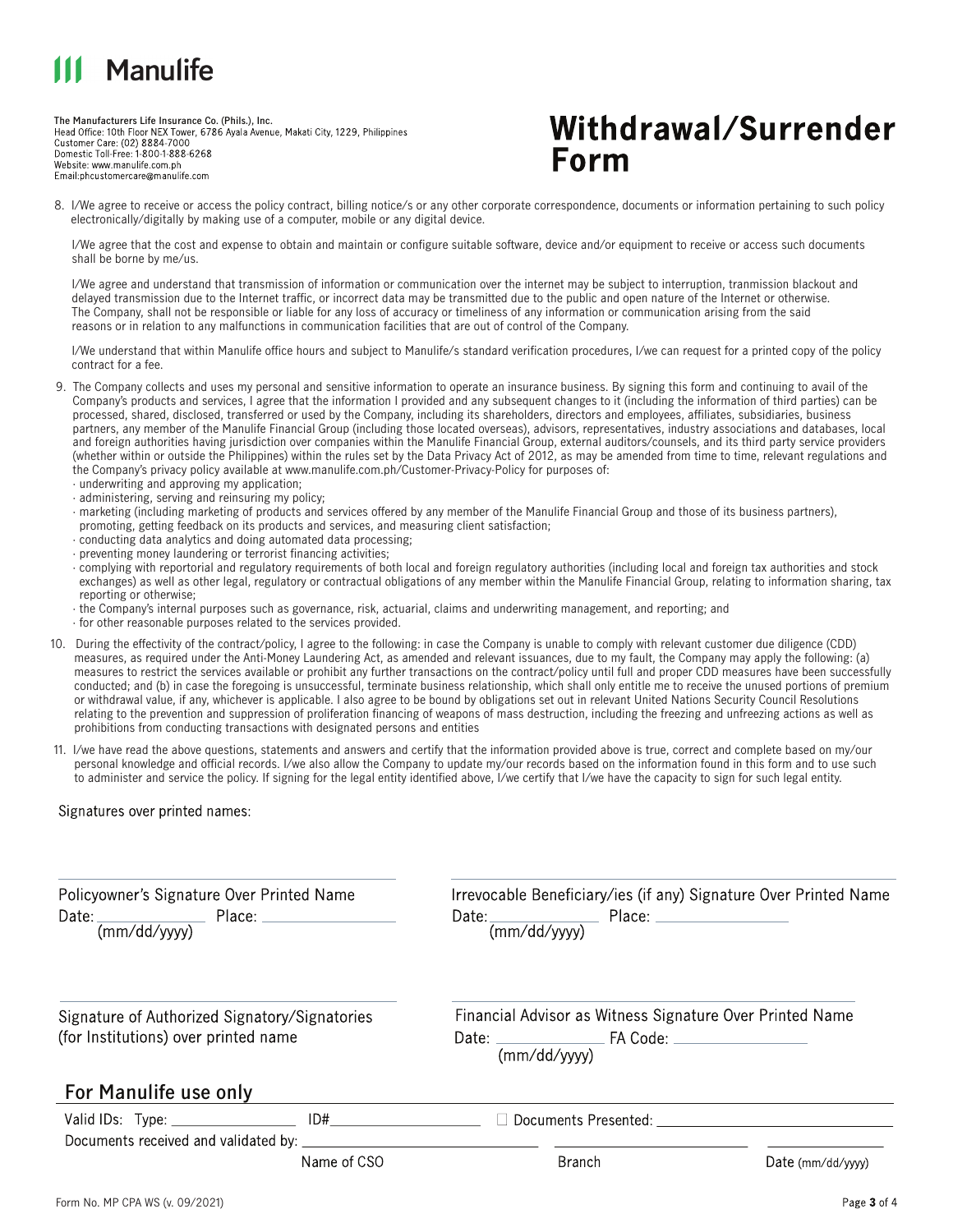Manulife

**The Manufacturers Life Insurance Co. (Phils.), Inc.**
Head Office: 10th Floor NEX Tower, 6786 Ayala Avenue, Makati City, 1229, Philippines
Customer Care: (02) 8884-7000
Domestic Toll-Free: 1-800-1-888-6268
Website: www.manulife.com.ph
Email:phcustomercare@manulife.com

# Withdrawal/Surrender Form

8. I/We agree to receive or access the policy contract, billing notice/s or any other corporate correspondence, documents or information pertaining to such policy electronically/digitally by making use of a computer, mobile or any digital device.

   I/We agree that the cost and expense to obtain and maintain or configure suitable software, device and/or equipment to receive or access such documents shall be borne by me/us.

   I/We agree and understand that transmission of information or communication over the internet may be subject to interruption, tranmission blackout and delayed transmission due to the Internet traffic, or incorrect data may be transmitted due to the public and open nature of the Internet or otherwise. The Company, shall not be responsible or liable for any loss of accuracy or timeliness of any information or communication arising from the said reasons or in relation to any malfunctions in communication facilities that are out of control of the Company.

   I/We understand that within Manulife office hours and subject to Manulife/s standard verification procedures, I/we can request for a printed copy of the policy contract for a fee.

9. The Company collects and uses my personal and sensitive information to operate an insurance business. By signing this form and continuing to avail of the Company's products and services, I agree that the information I provided and any subsequent changes to it (including the information of third parties) can be processed, shared, disclosed, transferred or used by the Company, including its shareholders, directors and employees, affiliates, subsidiaries, business partners, any member of the Manulife Financial Group (including those located overseas), advisors, representatives, industry associations and databases, local and foreign authorities having jurisdiction over companies within the Manulife Financial Group, external auditors/counsels, and its third party service providers (whether within or outside the Philippines) within the rules set by the Data Privacy Act of 2012, as may be amended from time to time, relevant regulations and the Company's privacy policy available at www.manulife.com.ph/Customer-Privacy-Policy for purposes of:
   - underwriting and approving my application;
   - administering, serving and reinsuring my policy;
   - marketing (including marketing of products and services offered by any member of the Manulife Financial Group and those of its business partners), promoting, getting feedback on its products and services, and measuring client satisfaction;
   - conducting data analytics and doing automated data processing;
   - preventing money laundering or terrorist financing activities;
   - complying with reportorial and regulatory requirements of both local and foreign regulatory authorities (including local and foreign tax authorities and stock exchanges) as well as other legal, regulatory or contractual obligations of any member within the Manulife Financial Group, relating to information sharing, tax reporting or otherwise;
   - the Company's internal purposes such as governance, risk, actuarial, claims and underwriting management, and reporting; and
   - for other reasonable purposes related to the services provided.

10. During the effectivity of the contract/policy, I agree to the following: in case the Company is unable to comply with relevant customer due diligence (CDD) measures, as required under the Anti-Money Laundering Act, as amended and relevant issuances, due to my fault, the Company may apply the following: (a) measures to restrict the services available or prohibit any further transactions on the contract/policy until full and proper CDD measures have been successfully conducted; and (b) in case the foregoing is unsuccessful, terminate business relationship, which shall only entitle me to receive the unused portions of premium or withdrawal value, if any, whichever is applicable. I also agree to be bound by obligations set out in relevant United Nations Security Council Resolutions relating to the prevention and suppression of proliferation financing of weapons of mass destruction, including the freezing and unfreezing actions as well as prohibitions from conducting transactions with designated persons and entities

11. I/we have read the above questions, statements and answers and certify that the information provided above is true, correct and complete based on my/our personal knowledge and official records. I/we also allow the Company to update my/our records based on the information found in this form and to use such to administer and service the policy. If signing for the legal entity identified above, I/we certify that I/we have the capacity to sign for such legal entity.

Signatures over printed names:

______________________________
Policyowner's Signature Over Printed Name
Date: __________ Place: __________
(mm/dd/yyyy)

______________________________
Irrevocable Beneficiary/ies (if any) Signature Over Printed Name
Date: __________ Place: __________
(mm/dd/yyyy)

______________________________
Signature of Authorized Signatory/Signatories (for Institutions) over printed name

______________________________
Financial Advisor as Witness Signature Over Printed Name
Date: __________ FA Code: __________
(mm/dd/yyyy)

## For Manulife use only

Valid IDs: Type: __________ ID# __________ ☐ Documents Presented: __________

Documents received and validated by: __________ __________ __________

Name of CSO | Branch | Date (mm/dd/yyyy)

Form No. MP CPA WS (v. 09/2021)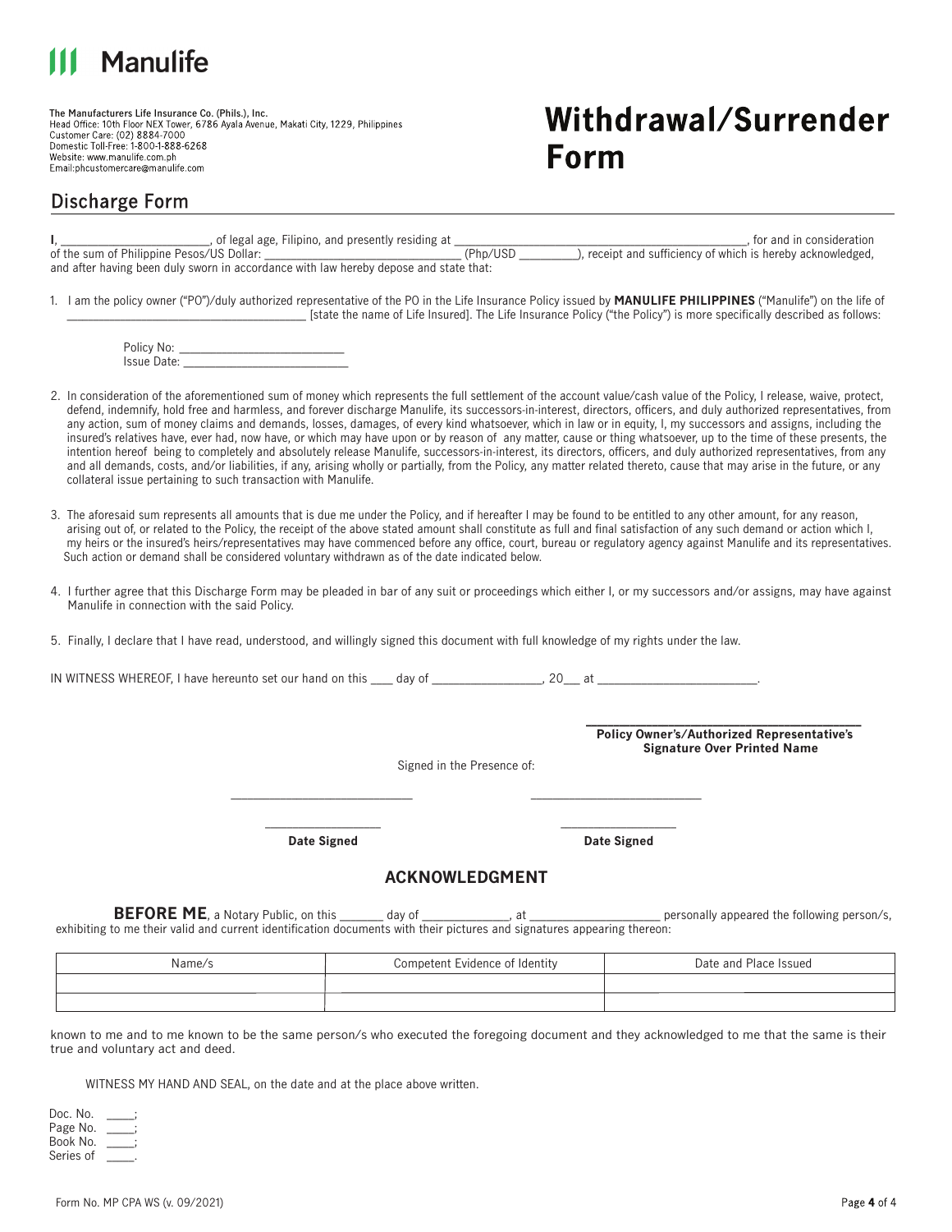Manulife

The Manufacturers Life Insurance Co. (Phils.), Inc.
Head Office: 10th Floor NEX Tower, 6786 Ayala Avenue, Makati City, 1229, Philippines
Customer Care: (02) 8884-7000
Domestic Toll-Free: 1-800-1-888-6268
Website: www.manulife.com.ph
Email:phcustomercare@manulife.com

# Withdrawal/Surrender Form

## Discharge Form

I, ________________________, of legal age, Filipino, and presently residing at ______________________________________________, for and in consideration of the sum of Philippine Pesos/US Dollar: ______________________________ (Php/USD _________), receipt and sufficiency of which is hereby acknowledged, and after having been duly sworn in accordance with law hereby depose and state that:

1. I am the policy owner ("PO")/duly authorized representative of the PO in the Life Insurance Policy issued by **MANULIFE PHILIPPINES** ("Manulife") on the life of ______________________________________ [state the name of Life Insured]. The Life Insurance Policy ("the Policy") is more specifically described as follows:

   Policy No: __________________________
   Issue Date: __________________________

2. In consideration of the aforementioned sum of money which represents the full settlement of the account value/cash value of the Policy, I release, waive, protect, defend, indemnify, hold free and harmless, and forever discharge Manulife, its successors-in-interest, directors, officers, and duly authorized representatives, from any action, sum of money claims and demands, losses, damages, of every kind whatsoever, which in law or in equity, I, my successors and assigns, including the insured's relatives have, ever had, now have, or which may have upon or by reason of any matter, cause or thing whatsoever, up to the time of these presents, the intention hereof being to completely and absolutely release Manulife, successors-in-interest, its directors, officers, and duly authorized representatives, from any and all demands, costs, and/or liabilities, if any, arising wholly or partially, from the Policy, any matter related thereto, cause that may arise in the future, or any collateral issue pertaining to such transaction with Manulife.

3. The aforesaid sum represents all amounts that is due me under the Policy, and if hereafter I may be found to be entitled to any other amount, for any reason, arising out of, or related to the Policy, the receipt of the above stated amount shall constitute as full and final satisfaction of any such demand or action which I, my heirs or the insured's heirs/representatives may have commenced before any office, court, bureau or regulatory agency against Manulife and its representatives. Such action or demand shall be considered voluntary withdrawn as of the date indicated below.

4. I further agree that this Discharge Form may be pleaded in bar of any suit or proceedings which either I, or my successors and/or assigns, may have against Manulife in connection with the said Policy.

5. Finally, I declare that I have read, understood, and willingly signed this document with full knowledge of my rights under the law.

IN WITNESS WHEREOF, I have hereunto set our hand on this ____ day of _________________, 20___ at _________________________.

______________________________________
**Policy Owner's/Authorized Representative's Signature Over Printed Name**

Signed in the Presence of:

____________________________ ____________________________

_________________ _________________
**Date Signed** **Date Signed**

### ACKNOWLEDGMENT

**BEFORE ME**, a Notary Public, on this _______ day of _____________, at ____________________ personally appeared the following person/s, exhibiting to me their valid and current identification documents with their pictures and signatures appearing thereon:

| Name/s | Competent Evidence of Identity | Date and Place Issued |
|---|---|---|
| | | |
| | | |

known to me and to me known to be the same person/s who executed the foregoing document and they acknowledged to me that the same is their true and voluntary act and deed.

WITNESS MY HAND AND SEAL, on the date and at the place above written.

Doc. No. ____;
Page No. ____;
Book No. ____;
Series of ____.

Form No. MP CPA WS (v. 09/2021)